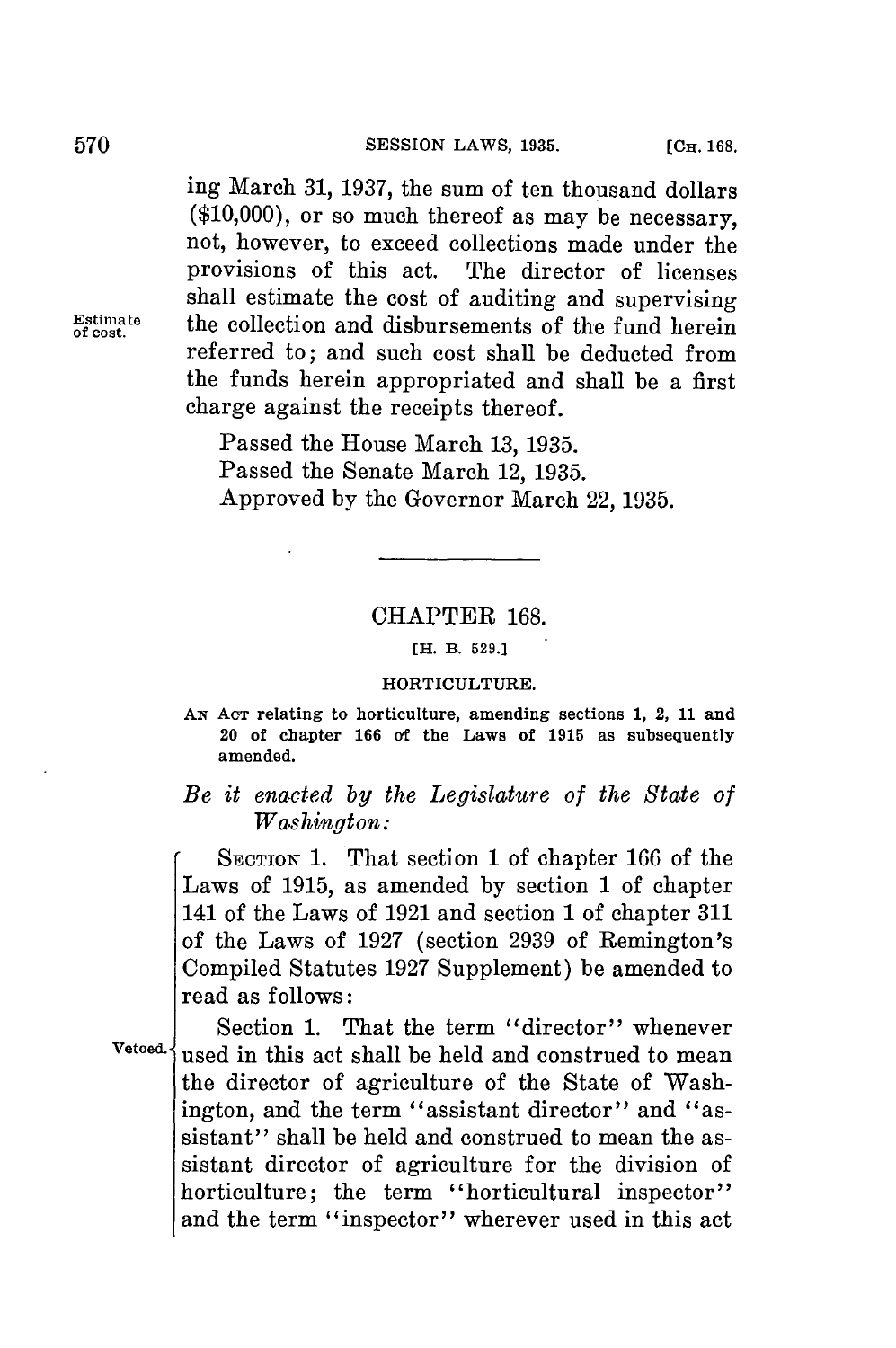ing March 31, 1937, the sum of ten thousand dollars ($10,000), or so much thereof as may be necessary, not, however, to exceed collections made under the provisions of this act. The director of licenses shall estimate the cost of auditing and supervising the collection and disbursements of the fund herein referred to; and such cost shall be deducted from the funds herein appropriated and shall be a first charge against the receipts thereof.

Estimate of cost.

Passed the House March 13, 1935.
Passed the Senate March 12, 1935.
Approved by the Governor March 22, 1935.

---

## CHAPTER 168.

[H. B. 529.]

### HORTICULTURE.

AN ACT relating to horticulture, amending sections 1, 2, 11 and 20 of chapter 166 of the Laws of 1915 as subsequently amended.

*Be it enacted by the Legislature of the State of Washington:*

SECTION 1. That section 1 of chapter 166 of the Laws of 1915, as amended by section 1 of chapter 141 of the Laws of 1921 and section 1 of chapter 311 of the Laws of 1927 (section 2939 of Remington's Compiled Statutes 1927 Supplement) be amended to read as follows:

Vetoed.

Section 1. That the term "director" whenever used in this act shall be held and construed to mean the director of agriculture of the State of Washington, and the term "assistant director" and "assistant" shall be held and construed to mean the assistant director of agriculture for the division of horticulture; the term "horticultural inspector" and the term "inspector" wherever used in this act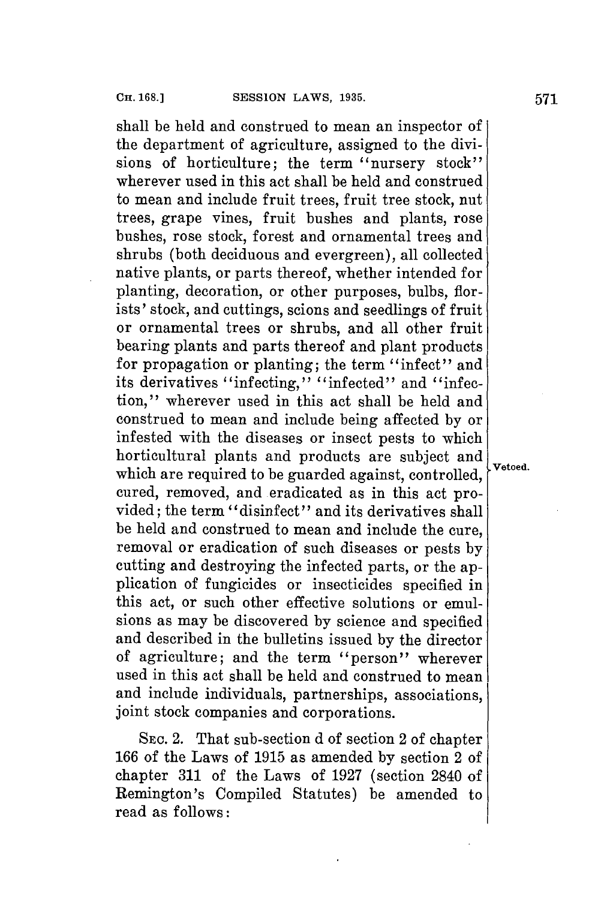shall be held and construed to mean an inspector of the department of agriculture, assigned to the divisions of horticulture; the term "nursery stock" wherever used in this act shall be held and construed to mean and include fruit trees, fruit tree stock, nut trees, grape vines, fruit bushes and plants, rose bushes, rose stock, forest and ornamental trees and shrubs (both deciduous and evergreen), all collected native plants, or parts thereof, whether intended for planting, decoration, or other purposes, bulbs, florists' stock, and cuttings, scions and seedlings of fruit or ornamental trees or shrubs, and all other fruit bearing plants and parts thereof and plant products for propagation or planting; the term "infect" and its derivatives "infecting," "infected" and "infection," wherever used in this act shall be held and construed to mean and include being affected by or infested with the diseases or insect pests to which horticultural plants and products are subject and which are required to be guarded against, controlled, cured, removed, and eradicated as in this act provided; the term "disinfect" and its derivatives shall be held and construed to mean and include the cure, removal or eradication of such diseases or pests by cutting and destroying the infected parts, or the application of fungicides or insecticides specified in this act, or such other effective solutions or emulsions as may be discovered by science and specified and described in the bulletins issued by the director of agriculture; and the term "person" wherever used in this act shall be held and construed to mean and include individuals, partnerships, associations, joint stock companies and corporations.

Vetoed.

SEC. 2. That sub-section d of section 2 of chapter 166 of the Laws of 1915 as amended by section 2 of chapter 311 of the Laws of 1927 (section 2840 of Remington's Compiled Statutes) be amended to read as follows: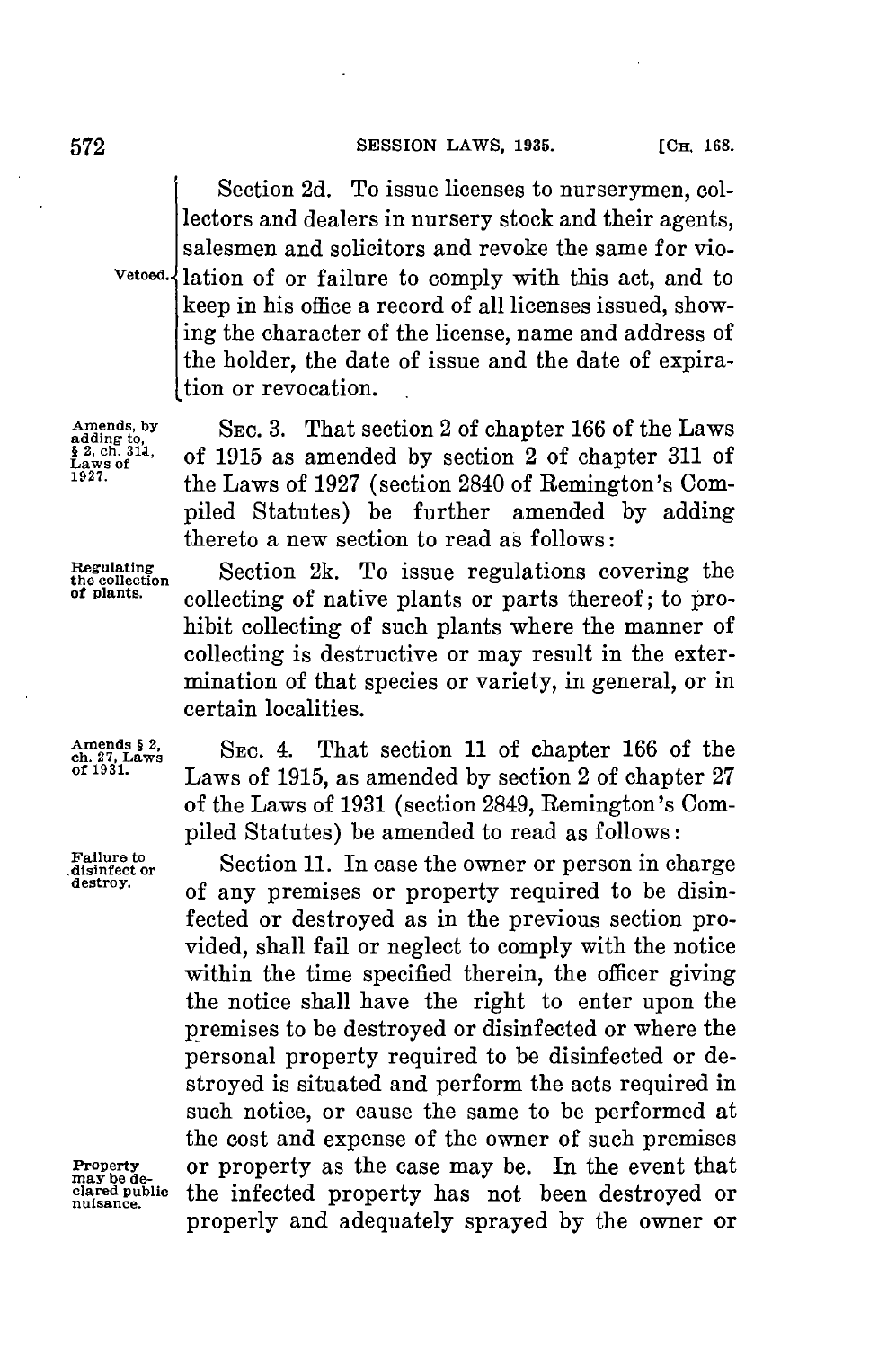Section 2d. To issue licenses to nurserymen, collectors and dealers in nursery stock and their agents, salesmen and solicitors and revoke the same for violation of or failure to comply with this act, and to keep in his office a record of all licenses issued, showing the character of the license, name and address of the holder, the date of issue and the date of expiration or revocation.

Vetoed.

Amends, by adding to, § 2, ch. 311, Laws of 1927.

SEC. 3. That section 2 of chapter 166 of the Laws of 1915 as amended by section 2 of chapter 311 of the Laws of 1927 (section 2840 of Remington's Compiled Statutes) be further amended by adding thereto a new section to read as follows:

Regulating the collection of plants.

Section 2k. To issue regulations covering the collecting of native plants or parts thereof; to prohibit collecting of such plants where the manner of collecting is destructive or may result in the extermination of that species or variety, in general, or in certain localities.

Amends § 2, ch. 27, Laws of 1931.

SEC. 4. That section 11 of chapter 166 of the Laws of 1915, as amended by section 2 of chapter 27 of the Laws of 1931 (section 2849, Remington's Compiled Statutes) be amended to read as follows:

Failure to disinfect or destroy.

Section 11. In case the owner or person in charge of any premises or property required to be disinfected or destroyed as in the previous section provided, shall fail or neglect to comply with the notice within the time specified therein, the officer giving the notice shall have the right to enter upon the premises to be destroyed or disinfected or where the personal property required to be disinfected or destroyed is situated and perform the acts required in such notice, or cause the same to be performed at the cost and expense of the owner of such premises or property as the case may be. In the event that the infected property has not been destroyed or properly and adequately sprayed by the owner or

Property may be declared public nuisance.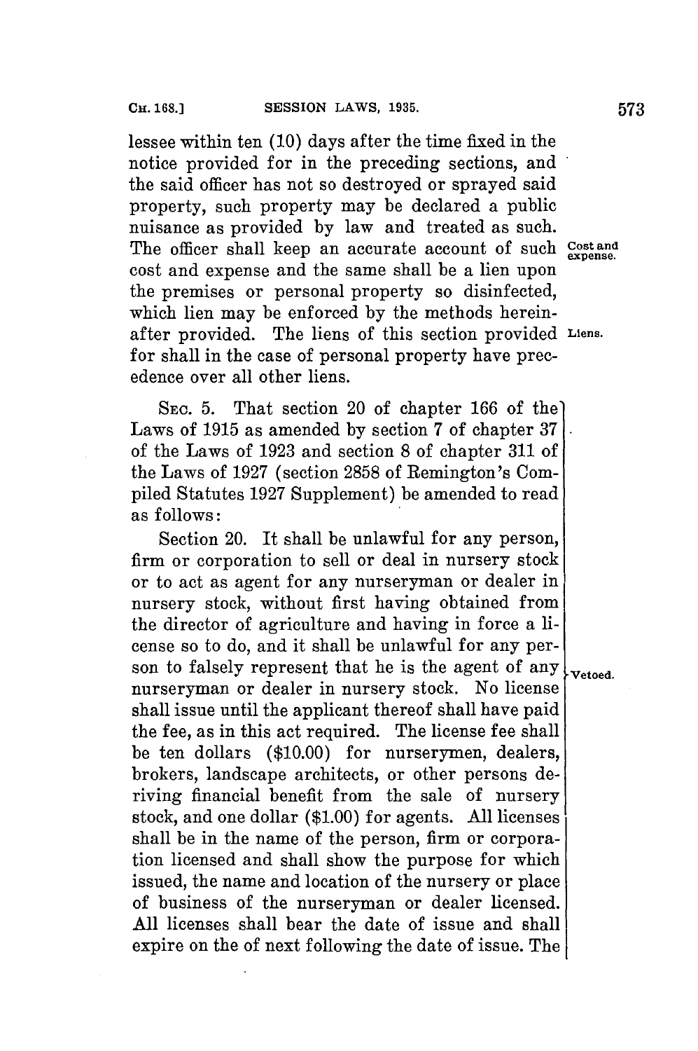lessee within ten (10) days after the time fixed in the notice provided for in the preceding sections, and the said officer has not so destroyed or sprayed said property, such property may be declared a public nuisance as provided by law and treated as such. The officer shall keep an accurate account of such cost and expense and the same shall be a lien upon the premises or personal property so disinfected, which lien may be enforced by the methods hereinafter provided. The liens of this section provided for shall in the case of personal property have precedence over all other liens.

*Cost and expense.*

*Liens.*

SEC. 5. That section 20 of chapter 166 of the Laws of 1915 as amended by section 7 of chapter 37 of the Laws of 1923 and section 8 of chapter 311 of the Laws of 1927 (section 2858 of Remington's Compiled Statutes 1927 Supplement) be amended to read as follows:

Section 20. It shall be unlawful for any person, firm or corporation to sell or deal in nursery stock or to act as agent for any nurseryman or dealer in nursery stock, without first having obtained from the director of agriculture and having in force a license so to do, and it shall be unlawful for any person to falsely represent that he is the agent of any nurseryman or dealer in nursery stock. No license shall issue until the applicant thereof shall have paid the fee, as in this act required. The license fee shall be ten dollars ($10.00) for nurserymen, dealers, brokers, landscape architects, or other persons deriving financial benefit from the sale of nursery stock, and one dollar ($1.00) for agents. All licenses shall be in the name of the person, firm or corporation licensed and shall show the purpose for which issued, the name and location of the nursery or place of business of the nurseryman or dealer licensed. All licenses shall bear the date of issue and shall expire on the of next following the date of issue. The

*Vetoed.*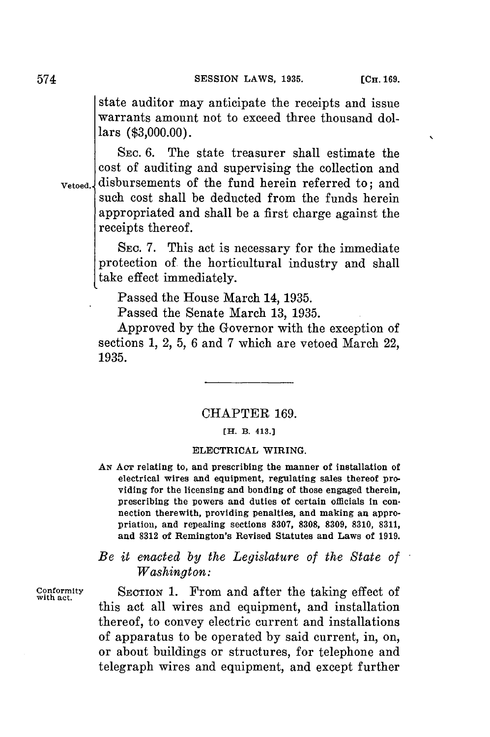state auditor may anticipate the receipts and issue warrants amount not to exceed three thousand dollars ($3,000.00).

Vetoed. SEC. 6. The state treasurer shall estimate the cost of auditing and supervising the collection and disbursements of the fund herein referred to; and such cost shall be deducted from the funds herein appropriated and shall be a first charge against the receipts thereof.

SEC. 7. This act is necessary for the immediate protection of the horticultural industry and shall take effect immediately.

Passed the House March 14, 1935.

Passed the Senate March 13, 1935.

Approved by the Governor with the exception of sections 1, 2, 5, 6 and 7 which are vetoed March 22, 1935.

---

## CHAPTER 169.

[H. B. 413.]

### ELECTRICAL WIRING.

AN ACT relating to, and prescribing the manner of installation of electrical wires and equipment, regulating sales thereof providing for the licensing and bonding of those engaged therein, prescribing the powers and duties of certain officials in connection therewith, providing penalties, and making an appropriation, and repealing sections 8307, 8308, 8309, 8310, 8311, and 8312 of Remington's Revised Statutes and Laws of 1919.

*Be it enacted by the Legislature of the State of Washington:*

Conformity with act. SECTION 1. From and after the taking effect of this act all wires and equipment, and installation thereof, to convey electric current and installations of apparatus to be operated by said current, in, on, or about buildings or structures, for telephone and telegraph wires and equipment, and except further